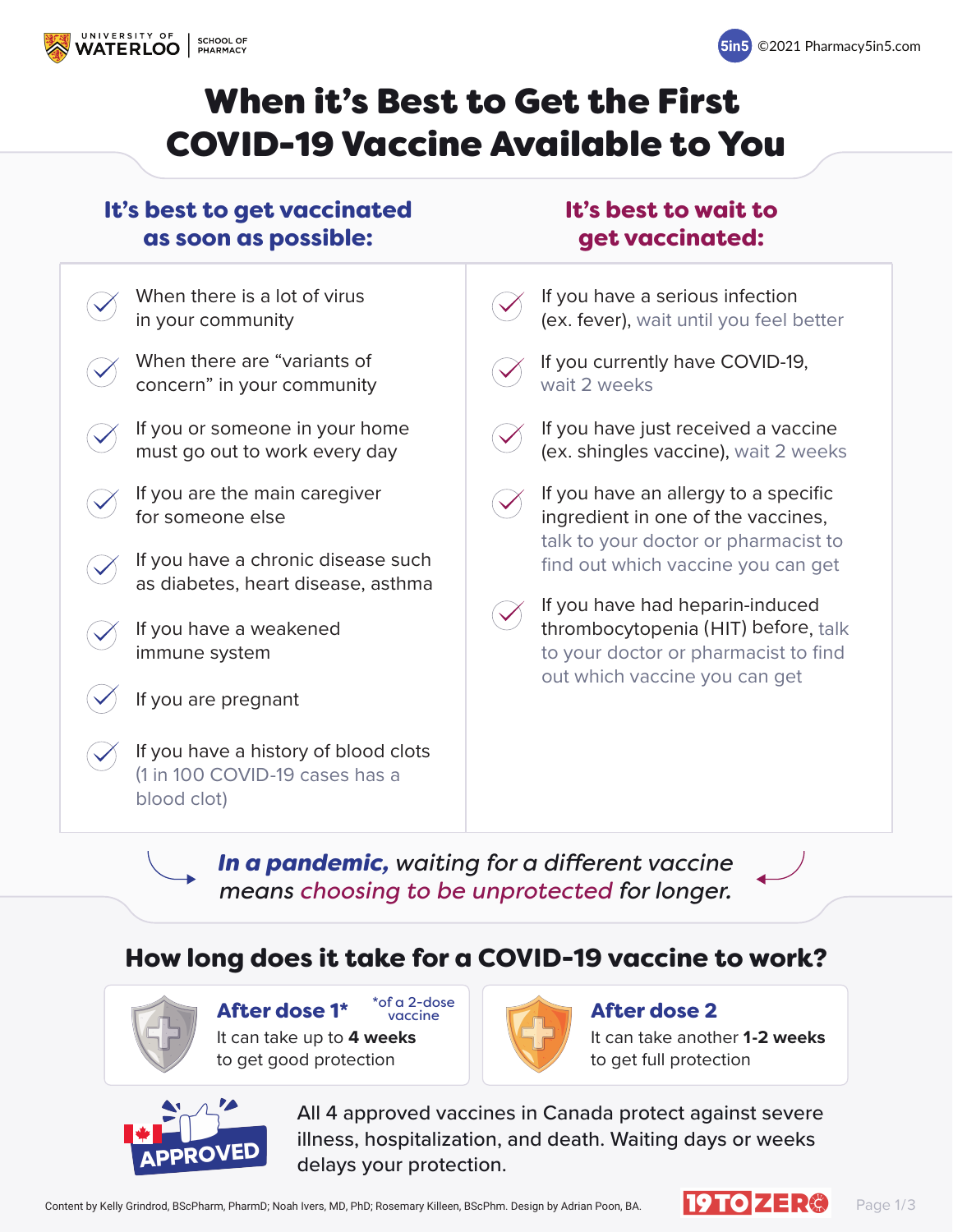UNIVERSITY OF WATERLOO | SCHOOL OF PHARMACY

5in5 ©2021 Pharmacy5in5.com

# When it's Best to Get the First COVID-19 Vaccine Available to You

## It's best to get vaccinated as soon as possible:

- When there is a lot of virus in your community
- When there are "variants of concern" in your community
- If you or someone in your home must go out to work every day
- If you are the main caregiver for someone else
- If you have a chronic disease such as diabetes, heart disease, asthma
- If you have a weakened immune system
- If you are pregnant
- If you have a history of blood clots (1 in 100 COVID-19 cases has a blood clot)

## It's best to wait to get vaccinated:

- If you have a serious infection (ex. fever), wait until you feel better
- If you currently have COVID-19, wait 2 weeks
- If you have just received a vaccine (ex. shingles vaccine), wait 2 weeks
- If you have an allergy to a specific ingredient in one of the vaccines, talk to your doctor or pharmacist to find out which vaccine you can get
- If you have had heparin-induced thrombocytopenia (HIT) before, talk to your doctor or pharmacist to find out which vaccine you can get

***In a pandemic,** waiting for a different vaccine means choosing to be unprotected for longer.*

## How long does it take for a COVID-19 vaccine to work?

**After dose 1*** (*of a 2-dose vaccine)
It can take up to **4 weeks** to get good protection

**After dose 2**
It can take another **1-2 weeks** to get full protection

APPROVED

All 4 approved vaccines in Canada protect against severe illness, hospitalization, and death. Waiting days or weeks delays your protection.

Content by Kelly Grindrod, BScPharm, PharmD; Noah Ivers, MD, PhD; Rosemary Killeen, BScPhm. Design by Adrian Poon, BA.

19 TO ZERO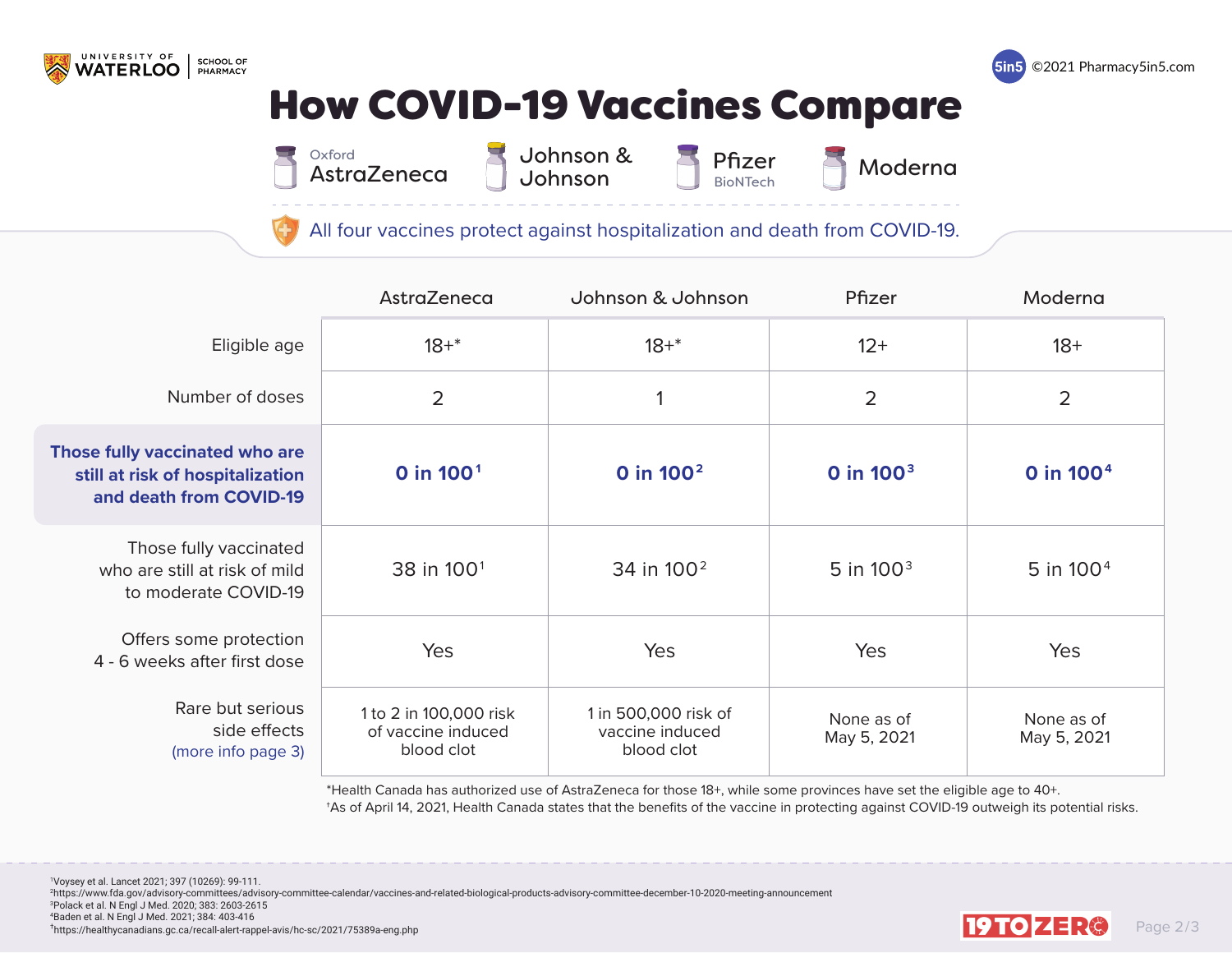UNIVERSITY OF WATERLOO | SCHOOL OF PHARMACY

©2021 Pharmacy5in5.com

# How COVID-19 Vaccines Compare

Oxford AstraZeneca | Johnson & Johnson | Pfizer BioNTech | Moderna

All four vaccines protect against hospitalization and death from COVID-19.

| | AstraZeneca | Johnson & Johnson | Pfizer | Moderna |
|---|---|---|---|---|
| Eligible age | 18+* | 18+* | 12+ | 18+ |
| Number of doses | 2 | 1 | 2 | 2 |
| **Those fully vaccinated who are still at risk of hospitalization and death from COVID-19** | **0 in 100[1]** | **0 in 100[2]** | **0 in 100[3]** | **0 in 100[4]** |
| Those fully vaccinated who are still at risk of mild to moderate COVID-19 | 38 in 100[1] | 34 in 100[2] | 5 in 100[3] | 5 in 100[4] |
| Offers some protection 4 - 6 weeks after first dose | Yes | Yes | Yes | Yes |
| Rare but serious side effects (more info page 3) | 1 to 2 in 100,000 risk of vaccine induced blood clot | 1 in 500,000 risk of vaccine induced blood clot | None as of May 5, 2021 | None as of May 5, 2021 |

*Health Canada has authorized use of AstraZeneca for those 18+, while some provinces have set the eligible age to 40+.
†As of April 14, 2021, Health Canada states that the benefits of the vaccine in protecting against COVID-19 outweigh its potential risks.

[1] Voysey et al. Lancet 2021; 397 (10269): 99-111.
[2] https://www.fda.gov/advisory-committees/advisory-committee-calendar/vaccines-and-related-biological-products-advisory-committee-december-10-2020-meeting-announcement
[3] Polack et al. N Engl J Med. 2020; 383: 2603-2615
[4] Baden et al. N Engl J Med. 2021; 384: 403-416
† https://healthycanadians.gc.ca/recall-alert-rappel-avis/hc-sc/2021/75389a-eng.php

19 TO ZERO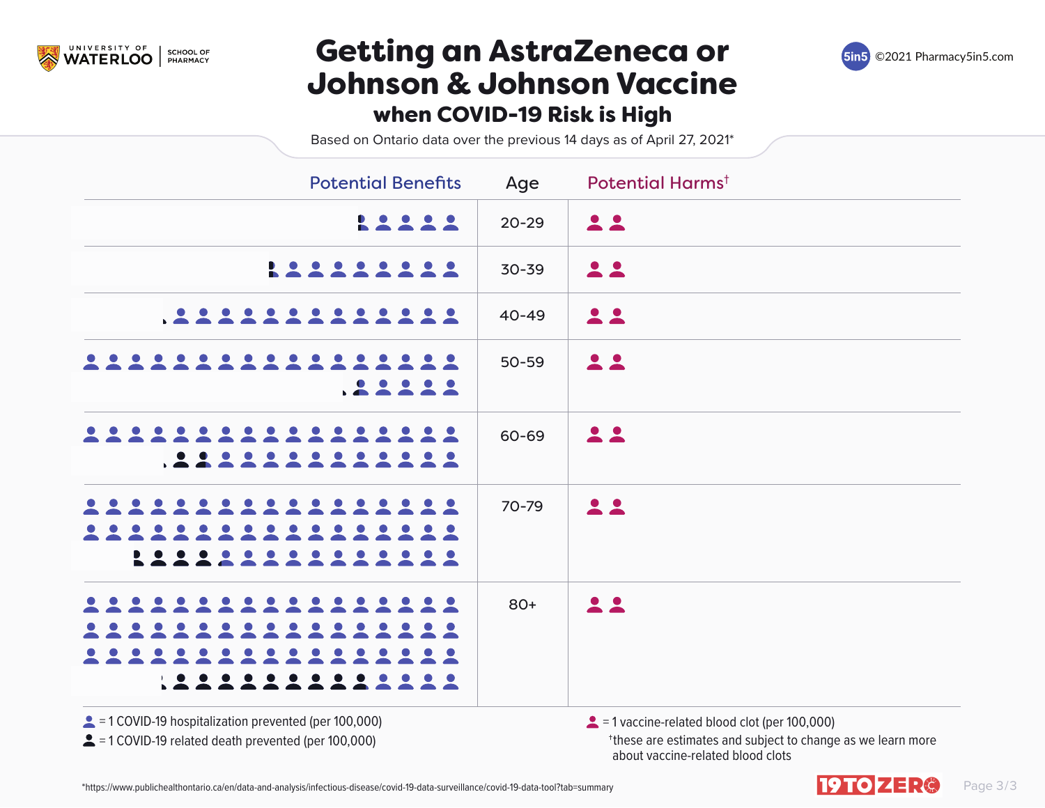UNIVERSITY OF WATERLOO | SCHOOL OF PHARMACY

5in5 ©2021 Pharmacy5in5.com

# Getting an AstraZeneca or Johnson & Johnson Vaccine

## when COVID-19 Risk is High

Based on Ontario data over the previous 14 days as of April 27, 2021*

Potential Benefits

Age

Potential Harms†

20-29

30-39

40-49

50-59

60-69

70-79

80+

= 1 COVID-19 hospitalization prevented (per 100,000)

= 1 COVID-19 related death prevented (per 100,000)

= 1 vaccine-related blood clot (per 100,000)

†these are estimates and subject to change as we learn more about vaccine-related blood clots

*https://www.publichealthontario.ca/en/data-and-analysis/infectious-disease/covid-19-data-surveillance/covid-19-data-tool?tab=summary

19TOZERO